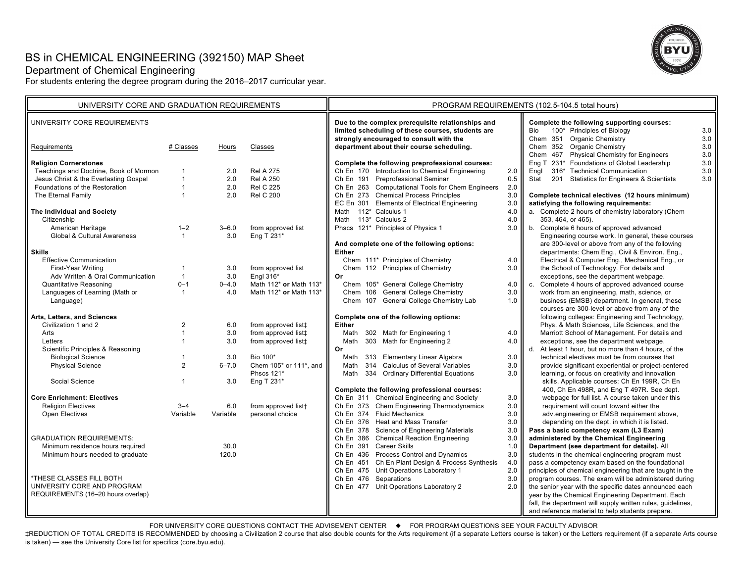# BS in CHEMICAL ENGINEERING (392150) MAP Sheet

## Department of Chemical Engineering

For students entering the degree program during the 2016–2017 curricular year.

## UNIVERSITY CORE AND GRADUATION REQUIREMENTS

### UNIVERSITY CORE REQUIREMENTS

| Requirements | # Classes | Hours | Classes |
|---|---|---|---|
| **Religion Cornerstones** | | | |
| Teachings and Doctrine, Book of Mormon | 1 | 2.0 | Rel A 275 |
| Jesus Christ & the Everlasting Gospel | 1 | 2.0 | Rel A 250 |
| Foundations of the Restoration | 1 | 2.0 | Rel C 225 |
| The Eternal Family | 1 | 2.0 | Rel C 200 |
| **The Individual and Society** | | | |
| Citizenship | | | |
| American Heritage | 1–2 | 3–6.0 | from approved list |
| Global & Cultural Awareness | 1 | 3.0 | Eng T 231* |
| **Skills** | | | |
| Effective Communication | | | |
| First-Year Writing | 1 | 3.0 | from approved list |
| Adv Written & Oral Communication | 1 | 3.0 | Engl 316* |
| Quantitative Reasoning | 0–1 | 0–4.0 | Math 112* **or** Math 113* |
| Languages of Learning (Math or Language) | 1 | 4.0 | Math 112* **or** Math 113* |
| **Arts, Letters, and Sciences** | | | |
| Civilization 1 and 2 | 2 | 6.0 | from approved list‡ |
| Arts | 1 | 3.0 | from approved list‡ |
| Letters | 1 | 3.0 | from approved list‡ |
| Scientific Principles & Reasoning | | | |
| Biological Science | 1 | 3.0 | Bio 100* |
| Physical Science | 2 | 6–7.0 | Chem 105* or 111*, and Phscs 121* |
| Social Science | 1 | 3.0 | Eng T 231* |
| **Core Enrichment: Electives** | | | |
| Religion Electives | 3–4 | 6.0 | from approved list† |
| Open Electives | Variable | Variable | personal choice |

### GRADUATION REQUIREMENTS:

| | Hours |
|---|---|
| Minimum residence hours required | 30.0 |
| Minimum hours needed to graduate | 120.0 |

*THESE CLASSES FILL BOTH UNIVERSITY CORE AND PROGRAM REQUIREMENTS (16–20 hours overlap)

## PROGRAM REQUIREMENTS (102.5-104.5 total hours)

**Due to the complex prerequisite relationships and limited scheduling of these courses, students are strongly encouraged to consult with the department about their course scheduling.**

**Complete the following preprofessional courses:**

| Course | Title | Hours |
|---|---|---|
| Ch En 170 | Introduction to Chemical Engineering | 2.0 |
| Ch En 191 | Preprofessional Seminar | 0.5 |
| Ch En 263 | Computational Tools for Chem Engineers | 2.0 |
| Ch En 273 | Chemical Process Principles | 3.0 |
| EC En 301 | Elements of Electrical Engineering | 3.0 |
| Math 112* | Calculus 1 | 4.0 |
| Math 113* | Calculus 2 | 4.0 |
| Phscs 121* | Principles of Physics 1 | 3.0 |

**And complete one of the following options:**

**Either**

| Course | Title | Hours |
|---|---|---|
| Chem 111* | Principles of Chemistry | 4.0 |
| Chem 112 | Principles of Chemistry | 3.0 |

**Or**

| Course | Title | Hours |
|---|---|---|
| Chem 105* | General College Chemistry | 4.0 |
| Chem 106 | General College Chemistry | 3.0 |
| Chem 107 | General College Chemistry Lab | 1.0 |

**Complete one of the following options:**

**Either**

| Course | Title | Hours |
|---|---|---|
| Math 302 | Math for Engineering 1 | 4.0 |
| Math 303 | Math for Engineering 2 | 4.0 |

**Or**

| Course | Title | Hours |
|---|---|---|
| Math 313 | Elementary Linear Algebra | 3.0 |
| Math 314 | Calculus of Several Variables | 3.0 |
| Math 334 | Ordinary Differential Equations | 3.0 |

**Complete the following professional courses:**

| Course | Title | Hours |
|---|---|---|
| Ch En 311 | Chemical Engineering and Society | 3.0 |
| Ch En 373 | Chem Engineering Thermodynamics | 3.0 |
| Ch En 374 | Fluid Mechanics | 3.0 |
| Ch En 376 | Heat and Mass Transfer | 3.0 |
| Ch En 378 | Science of Engineering Materials | 3.0 |
| Ch En 386 | Chemical Reaction Engineering | 3.0 |
| Ch En 391 | Career Skills | 1.0 |
| Ch En 436 | Process Control and Dynamics | 3.0 |
| Ch En 451 | Ch En Plant Design & Process Synthesis | 4.0 |
| Ch En 475 | Unit Operations Laboratory 1 | 2.0 |
| Ch En 476 | Separations | 3.0 |
| Ch En 477 | Unit Operations Laboratory 2 | 2.0 |

**Complete the following supporting courses:**

| Course | Title | Hours |
|---|---|---|
| Bio 100* | Principles of Biology | 3.0 |
| Chem 351 | Organic Chemistry | 3.0 |
| Chem 352 | Organic Chemistry | 3.0 |
| Chem 467 | Physical Chemistry for Engineers | 3.0 |
| Eng T 231* | Foundations of Global Leadership | 3.0 |
| Engl 316* | Technical Communication | 3.0 |
| Stat 201 | Statistics for Engineers & Scientists | 3.0 |

**Complete technical electives (12 hours minimum) satisfying the following requirements:**

a. Complete 2 hours of chemistry laboratory (Chem 353, 464, or 465).

b. Complete 6 hours of approved advanced Engineering course work. In general, these courses are 300-level or above from any of the following departments: Chem Eng., Civil & Environ. Eng., Electrical & Computer Eng., Mechanical Eng., or the School of Technology. For details and exceptions, see the department webpage.

c. Complete 4 hours of approved advanced course work from an engineering, math, science, or business (EMSB) department. In general, these courses are 300-level or above from any of the following colleges: Engineering and Technology, Phys. & Math Sciences, Life Sciences, and the Marriott School of Management. For details and exceptions, see the department webpage.

d. At least 1 hour, but no more than 4 hours, of the technical electives must be from courses that provide significant experiential or project-centered learning, or focus on creativity and innovation skills. Applicable courses: Ch En 199R, Ch En 400, Ch En 498R, and Eng T 497R. See dept. webpage for full list. A course taken under this requirement will count toward either the adv.engineering or EMSB requirement above, depending on the dept. in which it is listed.

**Pass a basic competency exam (L3 Exam) administered by the Chemical Engineering Department (see department for details).** All students in the chemical engineering program must pass a competency exam based on the foundational principles of chemical engineering that are taught in the program courses. The exam will be administered during the senior year with the specific dates announced each year by the Chemical Engineering Department. Each fall, the department will supply written rules, guidelines, and reference material to help students prepare.

---

FOR UNIVERSITY CORE QUESTIONS CONTACT THE ADVISEMENT CENTER ◆ FOR PROGRAM QUESTIONS SEE YOUR FACULTY ADVISOR

‡REDUCTION OF TOTAL CREDITS IS RECOMMENDED by choosing a Civilization 2 course that also double counts for the Arts requirement (if a separate Letters course is taken) or the Letters requirement (if a separate Arts course is taken) — see the University Core list for specifics (core.byu.edu).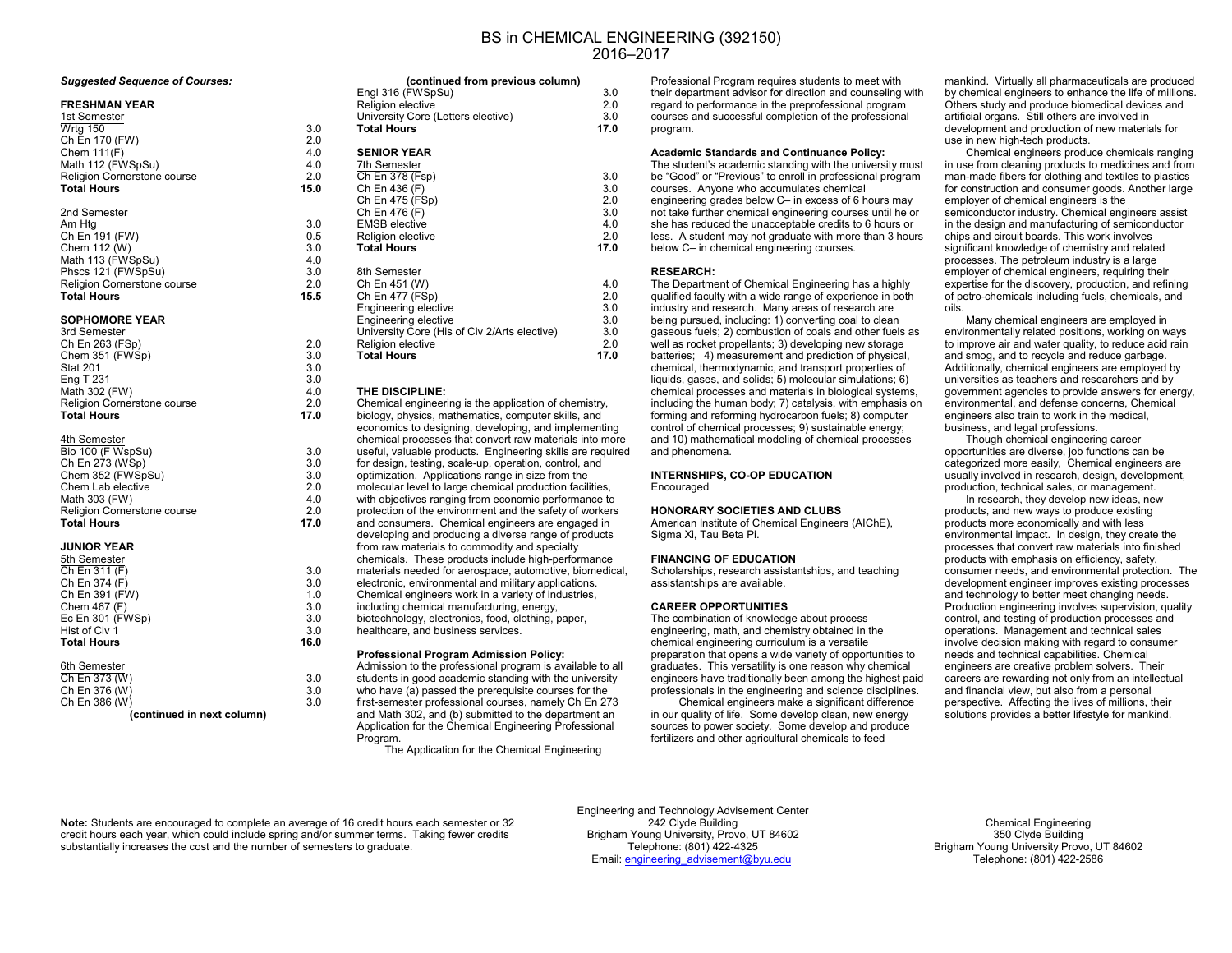# BS in CHEMICAL ENGINEERING (392150)
## 2016–2017

*Suggested Sequence of Courses:*

### FRESHMAN YEAR

| 1st Semester | |
|---|---|
| Wrtg 150 | 3.0 |
| Ch En 170 (FW) | 2.0 |
| Chem 111(F) | 4.0 |
| Math 112 (FWSpSu) | 4.0 |
| Religion Cornerstone course | 2.0 |
| **Total Hours** | **15.0** |

| 2nd Semester | |
|---|---|
| Am Htg | 3.0 |
| Ch En 191 (FW) | 0.5 |
| Chem 112 (W) | 3.0 |
| Math 113 (FWSpSu) | 4.0 |
| Phscs 121 (FWSpSu) | 3.0 |
| Religion Cornerstone course | 2.0 |
| **Total Hours** | **15.5** |

### SOPHOMORE YEAR

| 3rd Semester | |
|---|---|
| Ch En 263 (FSp) | 2.0 |
| Chem 351 (FWSp) | 3.0 |
| Stat 201 | 3.0 |
| Eng T 231 | 3.0 |
| Math 302 (FW) | 4.0 |
| Religion Cornerstone course | 2.0 |
| **Total Hours** | **17.0** |

| 4th Semester | |
|---|---|
| Bio 100 (F WspSu) | 3.0 |
| Ch En 273 (WSp) | 3.0 |
| Chem 352 (FWSpSu) | 3.0 |
| Chem Lab elective | 2.0 |
| Math 303 (FW) | 4.0 |
| Religion Cornerstone course | 2.0 |
| **Total Hours** | **17.0** |

### JUNIOR YEAR

| 5th Semester | |
|---|---|
| Ch En 311 (F) | 3.0 |
| Ch En 374 (F) | 3.0 |
| Ch En 391 (FW) | 1.0 |
| Chem 467 (F) | 3.0 |
| Ec En 301 (FWSp) | 3.0 |
| Hist of Civ 1 | 3.0 |
| **Total Hours** | **16.0** |

| 6th Semester | |
|---|---|
| Ch En 373 (W) | 3.0 |
| Ch En 376 (W) | 3.0 |
| Ch En 386 (W) | 3.0 |
| Engl 316 (FWSpSu) | 3.0 |
| Religion elective | 2.0 |
| University Core (Letters elective) | 3.0 |
| **Total Hours** | **17.0** |

### SENIOR YEAR

| 7th Semester | |
|---|---|
| Ch En 378 (Fsp) | 3.0 |
| Ch En 436 (F) | 3.0 |
| Ch En 475 (FSp) | 2.0 |
| Ch En 476 (F) | 3.0 |
| EMSB elective | 4.0 |
| Religion elective | 2.0 |
| **Total Hours** | **17.0** |

| 8th Semester | |
|---|---|
| Ch En 451 (W) | 4.0 |
| Ch En 477 (FSp) | 2.0 |
| Engineering elective | 3.0 |
| Engineering elective | 3.0 |
| University Core (His of Civ 2/Arts elective) | 3.0 |
| Religion elective | 2.0 |
| **Total Hours** | **17.0** |

### THE DISCIPLINE:

Chemical engineering is the application of chemistry, biology, physics, mathematics, computer skills, and economics to designing, developing, and implementing chemical processes that convert raw materials into more useful, valuable products. Engineering skills are required for design, testing, scale-up, operation, control, and optimization. Applications range in size from the molecular level to large chemical production facilities, with objectives ranging from economic performance to protection of the environment and the safety of workers and consumers. Chemical engineers are engaged in developing and producing a diverse range of products from raw materials to commodity and specialty chemicals. These products include high-performance materials needed for aerospace, automotive, biomedical, electronic, environmental and military applications. Chemical engineers work in a variety of industries, including chemical manufacturing, energy, biotechnology, electronics, food, clothing, paper, healthcare, and business services.

### Professional Program Admission Policy:

Admission to the professional program is available to all students in good academic standing with the university who have (a) passed the prerequisite courses for the first-semester professional courses, namely Ch En 273 and Math 302, and (b) submitted to the department an Application for the Chemical Engineering Professional Program.

The Application for the Chemical Engineering Professional Program requires students to meet with their department advisor for direction and counseling with regard to performance in the preprofessional program courses and successful completion of the professional program.

### Academic Standards and Continuance Policy:

The student's academic standing with the university must be "Good" or "Previous" to enroll in professional program courses. Anyone who accumulates chemical engineering grades below C– in excess of 6 hours may not take further chemical engineering courses until he or she has reduced the unacceptable credits to 6 hours or less. A student may not graduate with more than 3 hours below C– in chemical engineering courses.

### RESEARCH:

The Department of Chemical Engineering has a highly qualified faculty with a wide range of experience in both industry and research. Many areas of research are being pursued, including: 1) converting coal to clean gaseous fuels; 2) combustion of coals and other fuels as well as rocket propellants; 3) developing new storage batteries; 4) measurement and prediction of physical, chemical, thermodynamic, and transport properties of liquids, gases, and solids; 5) molecular simulations; 6) chemical processes and materials in biological systems, including the human body; 7) catalysis, with emphasis on forming and reforming hydrocarbon fuels; 8) computer control of chemical processes; 9) sustainable energy; and 10) mathematical modeling of chemical processes and phenomena.

### INTERNSHIPS, CO-OP EDUCATION

Encouraged

### HONORARY SOCIETIES AND CLUBS

American Institute of Chemical Engineers (AIChE), Sigma Xi, Tau Beta Pi.

### FINANCING OF EDUCATION

Scholarships, research assistantships, and teaching assistantships are available.

### CAREER OPPORTUNITIES

The combination of knowledge about process engineering, math, and chemistry obtained in the chemical engineering curriculum is a versatile preparation that opens a wide variety of opportunities to graduates. This versatility is one reason why chemical engineers have traditionally been among the highest paid professionals in the engineering and science disciplines.

Chemical engineers make a significant difference in our quality of life. Some develop clean, new energy sources to power society. Some develop and produce fertilizers and other agricultural chemicals to feed mankind. Virtually all pharmaceuticals are produced by chemical engineers to enhance the life of millions. Others study and produce biomedical devices and artificial organs. Still others are involved in development and production of new materials for use in new high-tech products.

Chemical engineers produce chemicals ranging in use from cleaning products to medicines and from man-made fibers for clothing and textiles to plastics for construction and consumer goods. Another large employer of chemical engineers is the semiconductor industry. Chemical engineers assist in the design and manufacturing of semiconductor chips and circuit boards. This work involves significant knowledge of chemistry and related processes. The petroleum industry is a large employer of chemical engineers, requiring their expertise for the discovery, production, and refining of petro-chemicals including fuels, chemicals, and oils.

Many chemical engineers are employed in environmentally related positions, working on ways to improve air and water quality, to reduce acid rain and smog, and to recycle and reduce garbage. Additionally, chemical engineers are employed by universities as teachers and researchers and by government agencies to provide answers for energy, environmental, and defense concerns. Chemical engineers also train to work in the medical, business, and legal professions.

Though chemical engineering career opportunities are diverse, job functions can be categorized more easily. Chemical engineers are usually involved in research, design, development, production, technical sales, or management.

In research, they develop new ideas, new products, and new ways to produce existing products more economically and with less environmental impact. In design, they create the processes that convert raw materials into finished products with emphasis on efficiency, safety, consumer needs, and environmental protection. The development engineer improves existing processes and technology to better meet changing needs. Production engineering involves supervision, quality control, and testing of production processes and operations. Management and technical sales involve decision making with regard to consumer needs and technical capabilities. Chemical engineers are creative problem solvers. Their careers are rewarding not only from an intellectual and financial view, but also from a personal perspective. Affecting the lives of millions, their solutions provides a better lifestyle for mankind.

**Note:** Students are encouraged to complete an average of 16 credit hours each semester or 32 credit hours each year, which could include spring and/or summer terms. Taking fewer credits substantially increases the cost and the number of semesters to graduate.

Engineering and Technology Advisement Center
242 Clyde Building
Brigham Young University, Provo, UT 84602
Telephone: (801) 422-4325
Email: engineering_advisement@byu.edu

Chemical Engineering
350 Clyde Building
Brigham Young University Provo, UT 84602
Telephone: (801) 422-2586